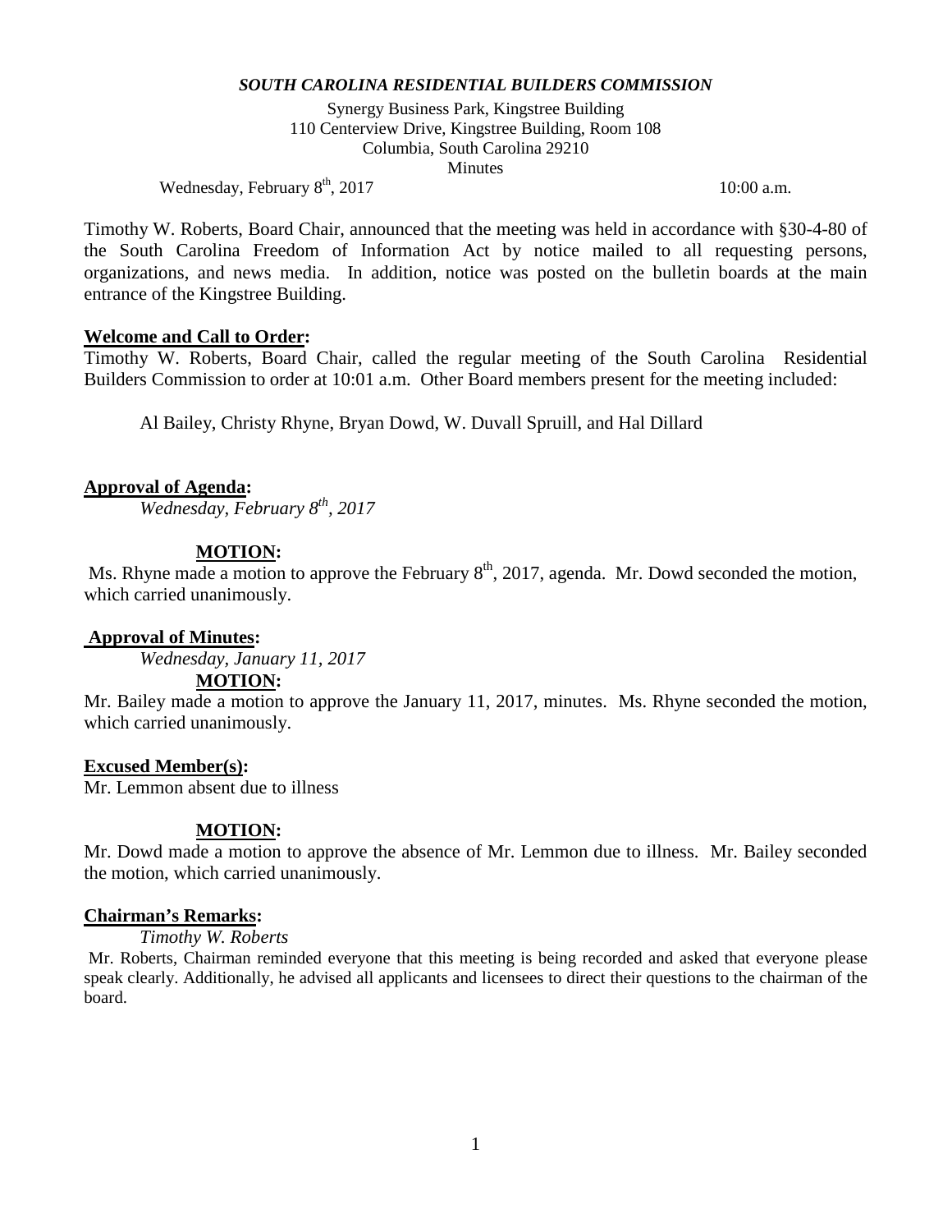***SOUTH CAROLINA RESIDENTIAL BUILDERS COMMISSION***

Synergy Business Park, Kingstree Building
110 Centerview Drive, Kingstree Building, Room 108
Columbia, South Carolina 29210
Minutes

Wednesday, February 8th, 2017 10:00 a.m.

Timothy W. Roberts, Board Chair, announced that the meeting was held in accordance with §30-4-80 of the South Carolina Freedom of Information Act by notice mailed to all requesting persons, organizations, and news media. In addition, notice was posted on the bulletin boards at the main entrance of the Kingstree Building.

**Welcome and Call to Order:**

Timothy W. Roberts, Board Chair, called the regular meeting of the South Carolina Residential Builders Commission to order at 10:01 a.m. Other Board members present for the meeting included:

Al Bailey, Christy Rhyne, Bryan Dowd, W. Duvall Spruill, and Hal Dillard

**Approval of Agenda:**

*Wednesday, February 8th, 2017*

**MOTION:**

Ms. Rhyne made a motion to approve the February 8th, 2017, agenda. Mr. Dowd seconded the motion, which carried unanimously.

**Approval of Minutes:**

*Wednesday, January 11, 2017*

**MOTION:**

Mr. Bailey made a motion to approve the January 11, 2017, minutes. Ms. Rhyne seconded the motion, which carried unanimously.

**Excused Member(s):**

Mr. Lemmon absent due to illness

**MOTION:**

Mr. Dowd made a motion to approve the absence of Mr. Lemmon due to illness. Mr. Bailey seconded the motion, which carried unanimously.

**Chairman's Remarks:**

*Timothy W. Roberts*

Mr. Roberts, Chairman reminded everyone that this meeting is being recorded and asked that everyone please speak clearly. Additionally, he advised all applicants and licensees to direct their questions to the chairman of the board.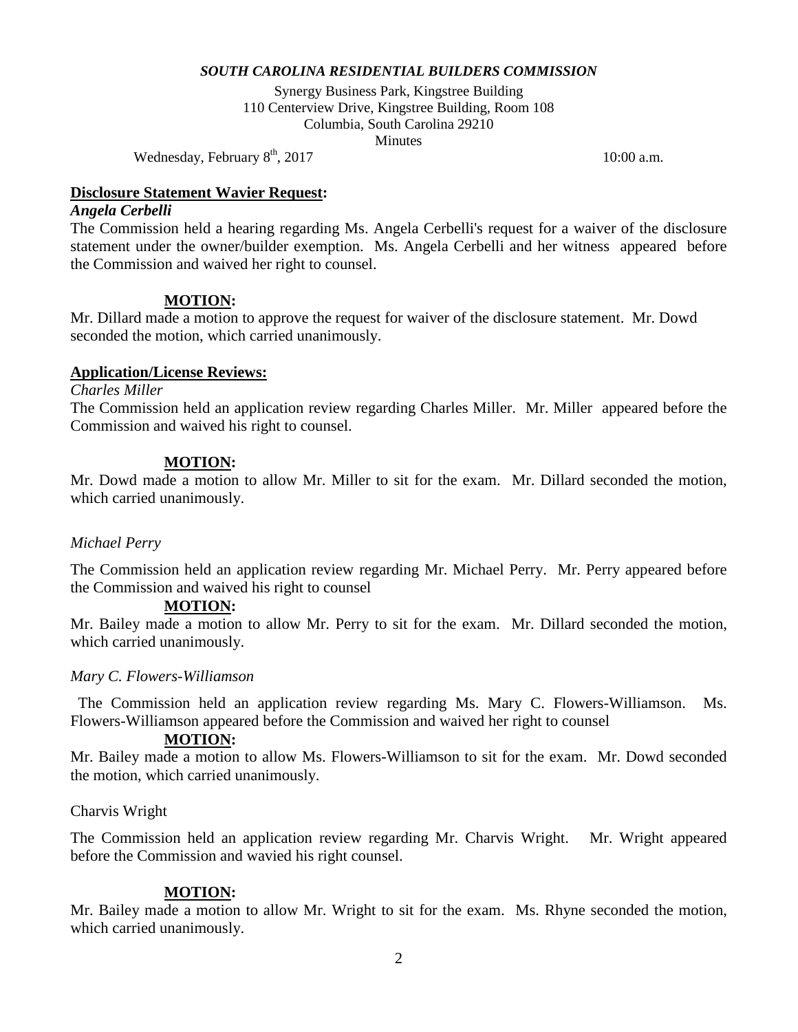*SOUTH CAROLINA RESIDENTIAL BUILDERS COMMISSION*

Synergy Business Park, Kingstree Building
110 Centerview Drive, Kingstree Building, Room 108
Columbia, South Carolina 29210
Minutes

Wednesday, February 8th, 2017 10:00 a.m.

**Disclosure Statement Wavier Request:**

***Angela Cerbelli***

The Commission held a hearing regarding Ms. Angela Cerbelli's request for a waiver of the disclosure statement under the owner/builder exemption. Ms. Angela Cerbelli and her witness appeared before the Commission and waived her right to counsel.

**MOTION:**

Mr. Dillard made a motion to approve the request for waiver of the disclosure statement. Mr. Dowd seconded the motion, which carried unanimously.

**Application/License Reviews:**

*Charles Miller*

The Commission held an application review regarding Charles Miller. Mr. Miller appeared before the Commission and waived his right to counsel.

**MOTION:**

Mr. Dowd made a motion to allow Mr. Miller to sit for the exam. Mr. Dillard seconded the motion, which carried unanimously.

*Michael Perry*

The Commission held an application review regarding Mr. Michael Perry. Mr. Perry appeared before the Commission and waived his right to counsel

**MOTION:**

Mr. Bailey made a motion to allow Mr. Perry to sit for the exam. Mr. Dillard seconded the motion, which carried unanimously.

*Mary C. Flowers-Williamson*

The Commission held an application review regarding Ms. Mary C. Flowers-Williamson. Ms. Flowers-Williamson appeared before the Commission and waived her right to counsel

**MOTION:**

Mr. Bailey made a motion to allow Ms. Flowers-Williamson to sit for the exam. Mr. Dowd seconded the motion, which carried unanimously.

Charvis Wright

The Commission held an application review regarding Mr. Charvis Wright. Mr. Wright appeared before the Commission and wavied his right counsel.

**MOTION:**

Mr. Bailey made a motion to allow Mr. Wright to sit for the exam. Ms. Rhyne seconded the motion, which carried unanimously.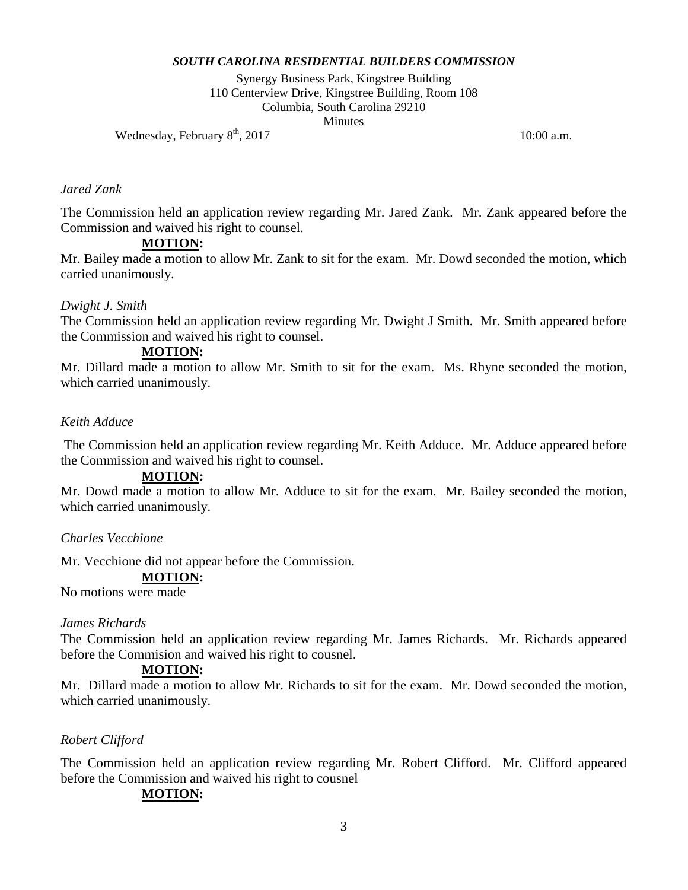*Jared Zank*

The Commission held an application review regarding Mr. Jared Zank. Mr. Zank appeared before the Commission and waived his right to counsel.

**MOTION:**

Mr. Bailey made a motion to allow Mr. Zank to sit for the exam. Mr. Dowd seconded the motion, which carried unanimously.

*Dwight J. Smith*

The Commission held an application review regarding Mr. Dwight J Smith. Mr. Smith appeared before the Commission and waived his right to counsel.

**MOTION:**

Mr. Dillard made a motion to allow Mr. Smith to sit for the exam. Ms. Rhyne seconded the motion, which carried unanimously.

*Keith Adduce*

The Commission held an application review regarding Mr. Keith Adduce. Mr. Adduce appeared before the Commission and waived his right to counsel.

**MOTION:**

Mr. Dowd made a motion to allow Mr. Adduce to sit for the exam. Mr. Bailey seconded the motion, which carried unanimously.

*Charles Vecchione*

Mr. Vecchione did not appear before the Commission.

**MOTION:**

No motions were made

*James Richards*

The Commission held an application review regarding Mr. James Richards. Mr. Richards appeared before the Commision and waived his right to cousnel.

**MOTION:**

Mr. Dillard made a motion to allow Mr. Richards to sit for the exam. Mr. Dowd seconded the motion, which carried unanimously.

*Robert Clifford*

The Commission held an application review regarding Mr. Robert Clifford. Mr. Clifford appeared before the Commission and waived his right to cousnel

**MOTION:**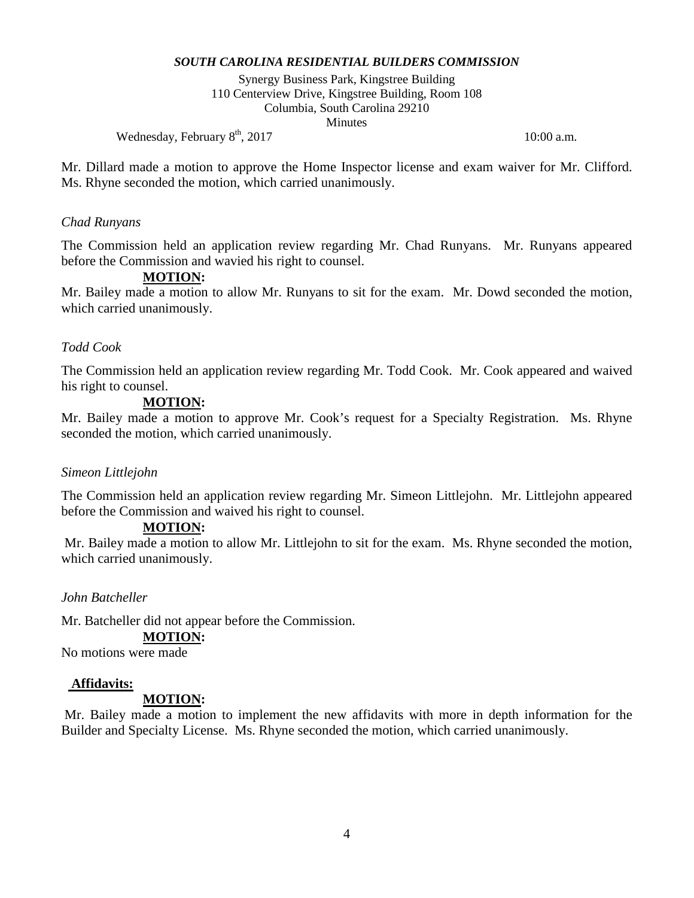Mr. Dillard made a motion to approve the Home Inspector license and exam waiver for Mr. Clifford. Ms. Rhyne seconded the motion, which carried unanimously.

*Chad Runyans*

The Commission held an application review regarding Mr. Chad Runyans. Mr. Runyans appeared before the Commission and wavied his right to counsel.

**MOTION:**

Mr. Bailey made a motion to allow Mr. Runyans to sit for the exam. Mr. Dowd seconded the motion, which carried unanimously.

*Todd Cook*

The Commission held an application review regarding Mr. Todd Cook. Mr. Cook appeared and waived his right to counsel.

**MOTION:**

Mr. Bailey made a motion to approve Mr. Cook's request for a Specialty Registration. Ms. Rhyne seconded the motion, which carried unanimously.

*Simeon Littlejohn*

The Commission held an application review regarding Mr. Simeon Littlejohn. Mr. Littlejohn appeared before the Commission and waived his right to counsel.

**MOTION:**

Mr. Bailey made a motion to allow Mr. Littlejohn to sit for the exam. Ms. Rhyne seconded the motion, which carried unanimously.

*John Batcheller*

Mr. Batcheller did not appear before the Commission.

**MOTION:**

No motions were made

**Affidavits:**

**MOTION:**

Mr. Bailey made a motion to implement the new affidavits with more in depth information for the Builder and Specialty License. Ms. Rhyne seconded the motion, which carried unanimously.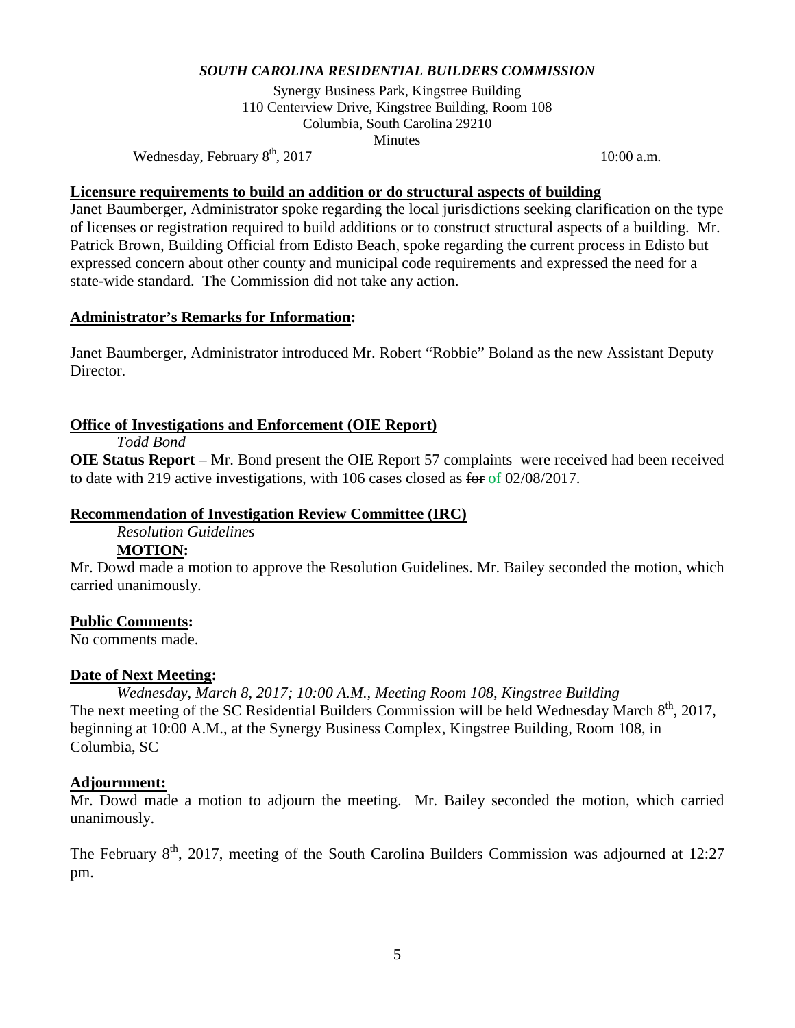*SOUTH CAROLINA RESIDENTIAL BUILDERS COMMISSION*

Synergy Business Park, Kingstree Building
110 Centerview Drive, Kingstree Building, Room 108
Columbia, South Carolina 29210
Minutes

Wednesday, February 8th, 2017 10:00 a.m.

## Licensure requirements to build an addition or do structural aspects of building

Janet Baumberger, Administrator spoke regarding the local jurisdictions seeking clarification on the type of licenses or registration required to build additions or to construct structural aspects of a building. Mr. Patrick Brown, Building Official from Edisto Beach, spoke regarding the current process in Edisto but expressed concern about other county and municipal code requirements and expressed the need for a state-wide standard. The Commission did not take any action.

## Administrator's Remarks for Information:

Janet Baumberger, Administrator introduced Mr. Robert "Robbie" Boland as the new Assistant Deputy Director.

## Office of Investigations and Enforcement (OIE Report)

*Todd Bond*

**OIE Status Report** – Mr. Bond present the OIE Report 57 complaints were received had been received to date with 219 active investigations, with 106 cases closed as ~~for~~ of 02/08/2017.

## Recommendation of Investigation Review Committee (IRC)

*Resolution Guidelines*

**MOTION:**

Mr. Dowd made a motion to approve the Resolution Guidelines. Mr. Bailey seconded the motion, which carried unanimously.

## Public Comments:

No comments made.

## Date of Next Meeting:

*Wednesday, March 8, 2017; 10:00 A.M., Meeting Room 108, Kingstree Building*

The next meeting of the SC Residential Builders Commission will be held Wednesday March 8th, 2017, beginning at 10:00 A.M., at the Synergy Business Complex, Kingstree Building, Room 108, in Columbia, SC

## Adjournment:

Mr. Dowd made a motion to adjourn the meeting. Mr. Bailey seconded the motion, which carried unanimously.

The February 8th, 2017, meeting of the South Carolina Builders Commission was adjourned at 12:27 pm.